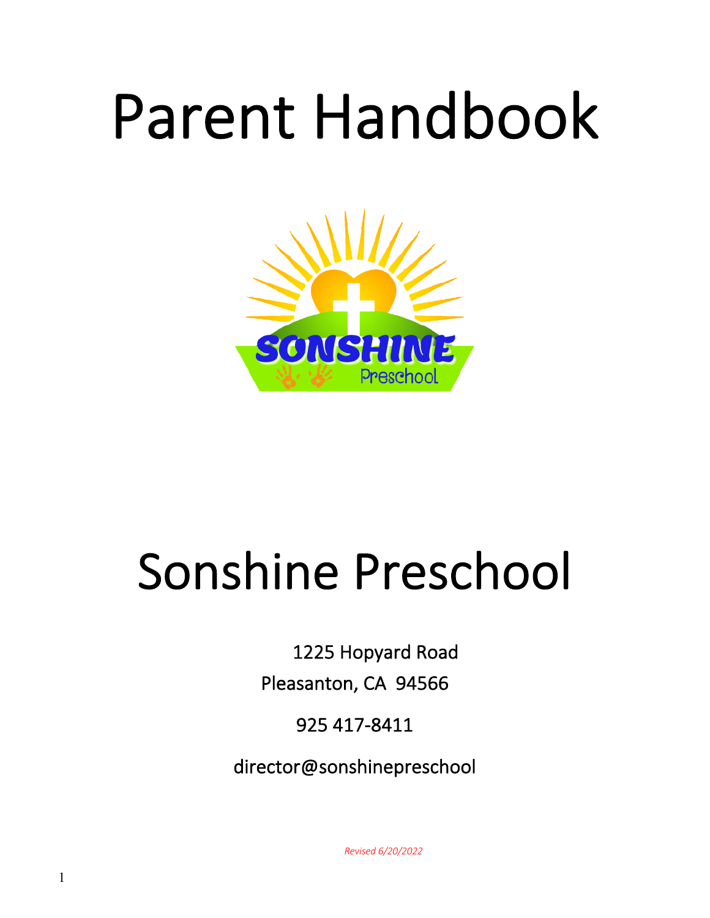# Parent Handbook

# Sonshine Preschool

1225 Hopyard Road

Pleasanton, CA 94566

925 417-8411

director@sonshinepreschool

*Revised 6/20/2022*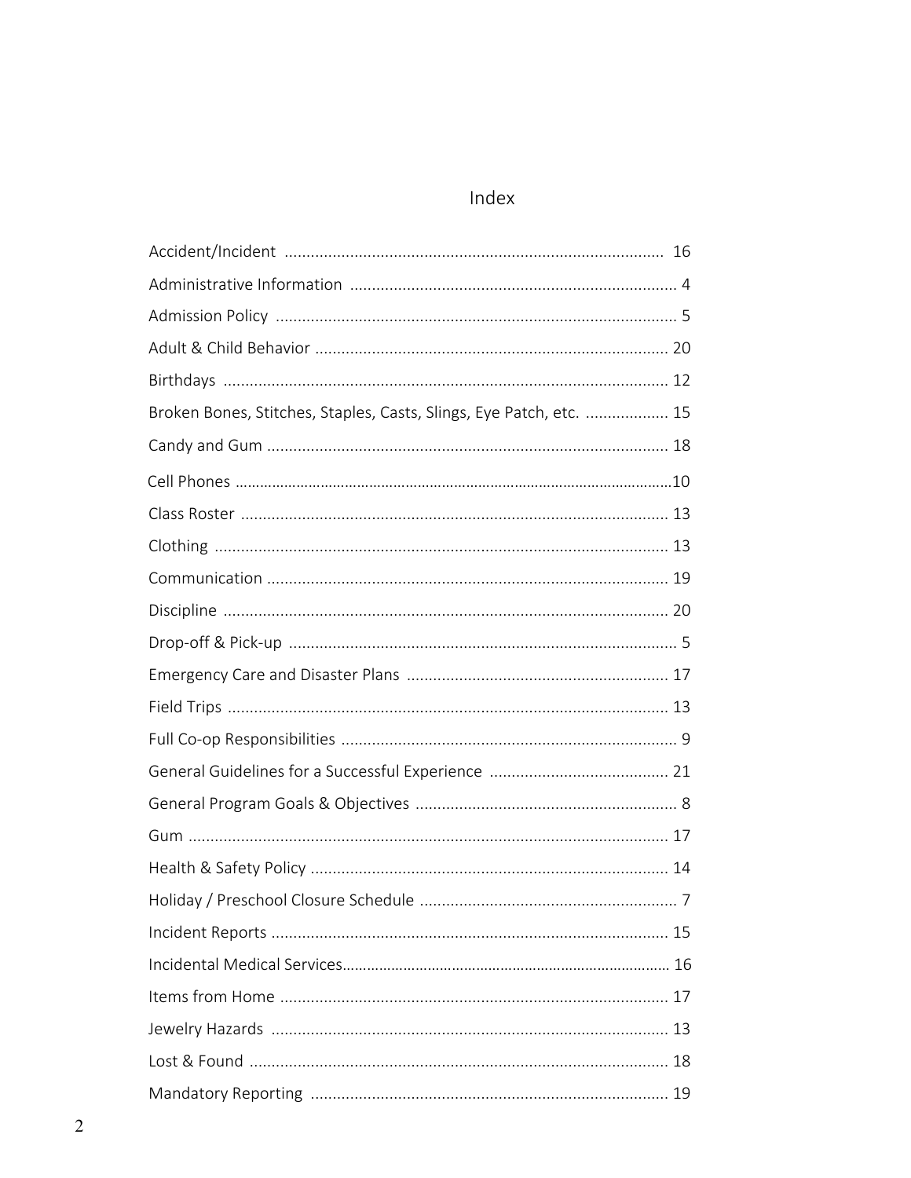# Index

| Topic | Page |
| --- | --- |
| Accident/Incident | 16 |
| Administrative Information | 4 |
| Admission Policy | 5 |
| Adult & Child Behavior | 20 |
| Birthdays | 12 |
| Broken Bones, Stitches, Staples, Casts, Slings, Eye Patch, etc. | 15 |
| Candy and Gum | 18 |
| Cell Phones | 10 |
| Class Roster | 13 |
| Clothing | 13 |
| Communication | 19 |
| Discipline | 20 |
| Drop-off & Pick-up | 5 |
| Emergency Care and Disaster Plans | 17 |
| Field Trips | 13 |
| Full Co-op Responsibilities | 9 |
| General Guidelines for a Successful Experience | 21 |
| General Program Goals & Objectives | 8 |
| Gum | 17 |
| Health & Safety Policy | 14 |
| Holiday / Preschool Closure Schedule | 7 |
| Incident Reports | 15 |
| Incidental Medical Services | 16 |
| Items from Home | 17 |
| Jewelry Hazards | 13 |
| Lost & Found | 18 |
| Mandatory Reporting | 19 |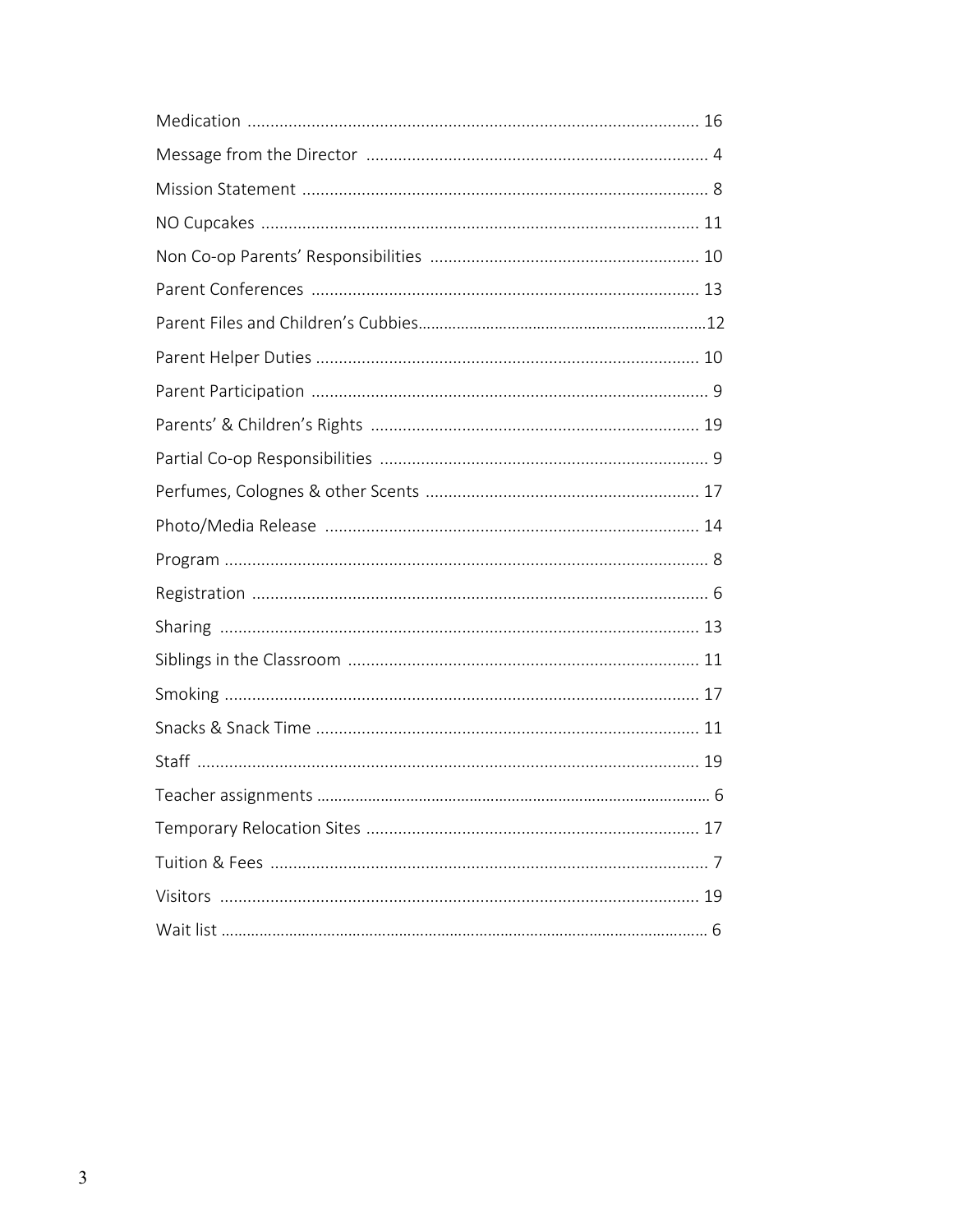Medication ........................................................................................ 16

Message from the Director ........................................................................... 4

Mission Statement ........................................................................................ 8

NO Cupcakes ................................................................................................ 11

Non Co-op Parents' Responsibilities ........................................................... 10

Parent Conferences ..................................................................................... 13

Parent Files and Children's Cubbies...................................................................12

Parent Helper Duties .................................................................................... 10

Parent Participation ........................................................................................ 9

Parents' & Children's Rights ........................................................................ 19

Partial Co-op Responsibilities ........................................................................ 9

Perfumes, Colognes & other Scents ............................................................ 17

Photo/Media Release .................................................................................. 14

Program .......................................................................................................... 8

Registration .................................................................................................... 6

Sharing ......................................................................................................... 13

Siblings in the Classroom ............................................................................. 11

Smoking ........................................................................................................ 17

Snacks & Snack Time .................................................................................... 11

Staff .............................................................................................................. 19

Teacher assignments ........................................................................................... 6

Temporary Relocation Sites ......................................................................... 17

Tuition & Fees ................................................................................................. 7

Visitors ......................................................................................................... 19

Wait list ................................................................................................................ 6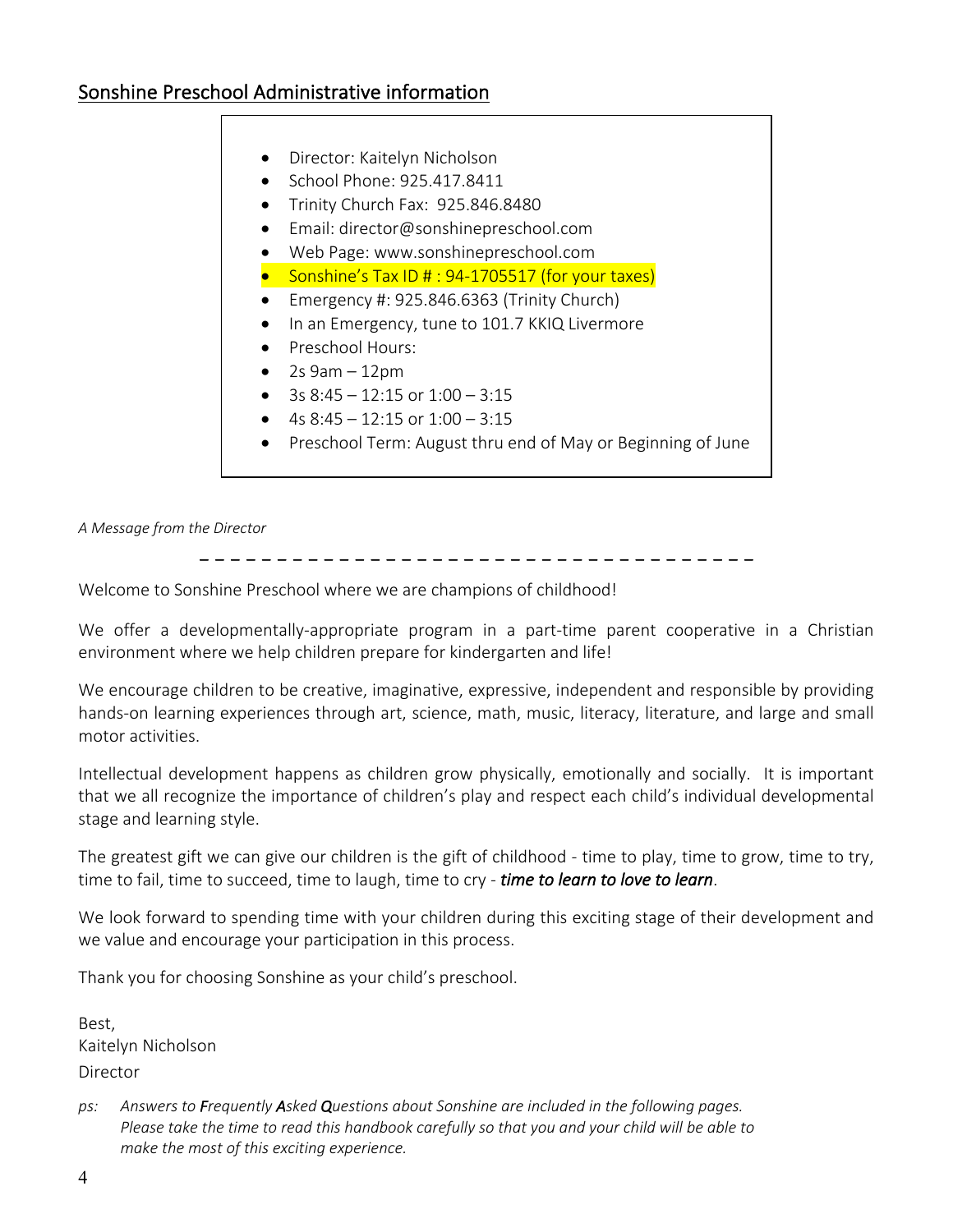## Sonshine Preschool Administrative information

- Director: Kaitelyn Nicholson
- School Phone: 925.417.8411
- Trinity Church Fax: 925.846.8480
- Email: director@sonshinepreschool.com
- Web Page: www.sonshinepreschool.com
- Sonshine's Tax ID # : 94-1705517 (for your taxes)
- Emergency #: 925.846.6363 (Trinity Church)
- In an Emergency, tune to 101.7 KKIQ Livermore
- Preschool Hours:
- 2s 9am – 12pm
- 3s 8:45 – 12:15 or 1:00 – 3:15
- 4s 8:45 – 12:15 or 1:00 – 3:15
- Preschool Term: August thru end of May or Beginning of June

*A Message from the Director*

---

Welcome to Sonshine Preschool where we are champions of childhood!

We offer a developmentally-appropriate program in a part-time parent cooperative in a Christian environment where we help children prepare for kindergarten and life!

We encourage children to be creative, imaginative, expressive, independent and responsible by providing hands-on learning experiences through art, science, math, music, literacy, literature, and large and small motor activities.

Intellectual development happens as children grow physically, emotionally and socially. It is important that we all recognize the importance of children's play and respect each child's individual developmental stage and learning style.

The greatest gift we can give our children is the gift of childhood - time to play, time to grow, time to try, time to fail, time to succeed, time to laugh, time to cry - ***time to learn to love to learn***.

We look forward to spending time with your children during this exciting stage of their development and we value and encourage your participation in this process.

Thank you for choosing Sonshine as your child's preschool.

Best,
Kaitelyn Nicholson
Director

*ps: Answers to **F**requently **A**sked **Q**uestions about Sonshine are included in the following pages. Please take the time to read this handbook carefully so that you and your child will be able to make the most of this exciting experience.*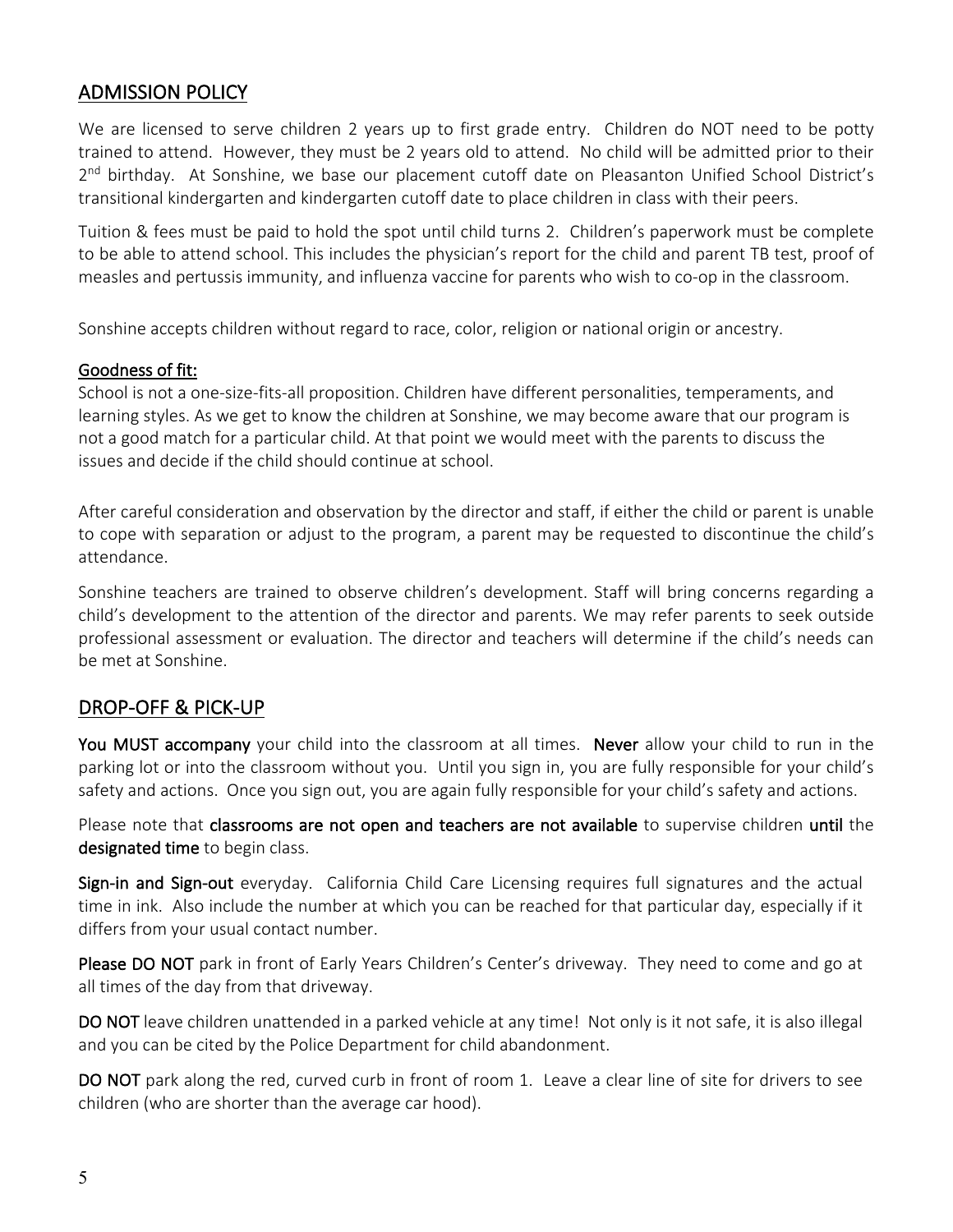## ADMISSION POLICY

We are licensed to serve children 2 years up to first grade entry. Children do NOT need to be potty trained to attend. However, they must be 2 years old to attend. No child will be admitted prior to their 2nd birthday. At Sonshine, we base our placement cutoff date on Pleasanton Unified School District's transitional kindergarten and kindergarten cutoff date to place children in class with their peers.

Tuition & fees must be paid to hold the spot until child turns 2. Children's paperwork must be complete to be able to attend school. This includes the physician's report for the child and parent TB test, proof of measles and pertussis immunity, and influenza vaccine for parents who wish to co-op in the classroom.

Sonshine accepts children without regard to race, color, religion or national origin or ancestry.

### Goodness of fit:

School is not a one-size-fits-all proposition. Children have different personalities, temperaments, and learning styles. As we get to know the children at Sonshine, we may become aware that our program is not a good match for a particular child. At that point we would meet with the parents to discuss the issues and decide if the child should continue at school.

After careful consideration and observation by the director and staff, if either the child or parent is unable to cope with separation or adjust to the program, a parent may be requested to discontinue the child's attendance.

Sonshine teachers are trained to observe children's development. Staff will bring concerns regarding a child's development to the attention of the director and parents. We may refer parents to seek outside professional assessment or evaluation. The director and teachers will determine if the child's needs can be met at Sonshine.

## DROP-OFF & PICK-UP

**You MUST accompany** your child into the classroom at all times. **Never** allow your child to run in the parking lot or into the classroom without you. Until you sign in, you are fully responsible for your child's safety and actions. Once you sign out, you are again fully responsible for your child's safety and actions.

Please note that **classrooms are not open and teachers are not available** to supervise children **until** the **designated time** to begin class.

**Sign-in and Sign-out** everyday. California Child Care Licensing requires full signatures and the actual time in ink. Also include the number at which you can be reached for that particular day, especially if it differs from your usual contact number.

**Please DO NOT** park in front of Early Years Children's Center's driveway. They need to come and go at all times of the day from that driveway.

**DO NOT** leave children unattended in a parked vehicle at any time! Not only is it not safe, it is also illegal and you can be cited by the Police Department for child abandonment.

**DO NOT** park along the red, curved curb in front of room 1. Leave a clear line of site for drivers to see children (who are shorter than the average car hood).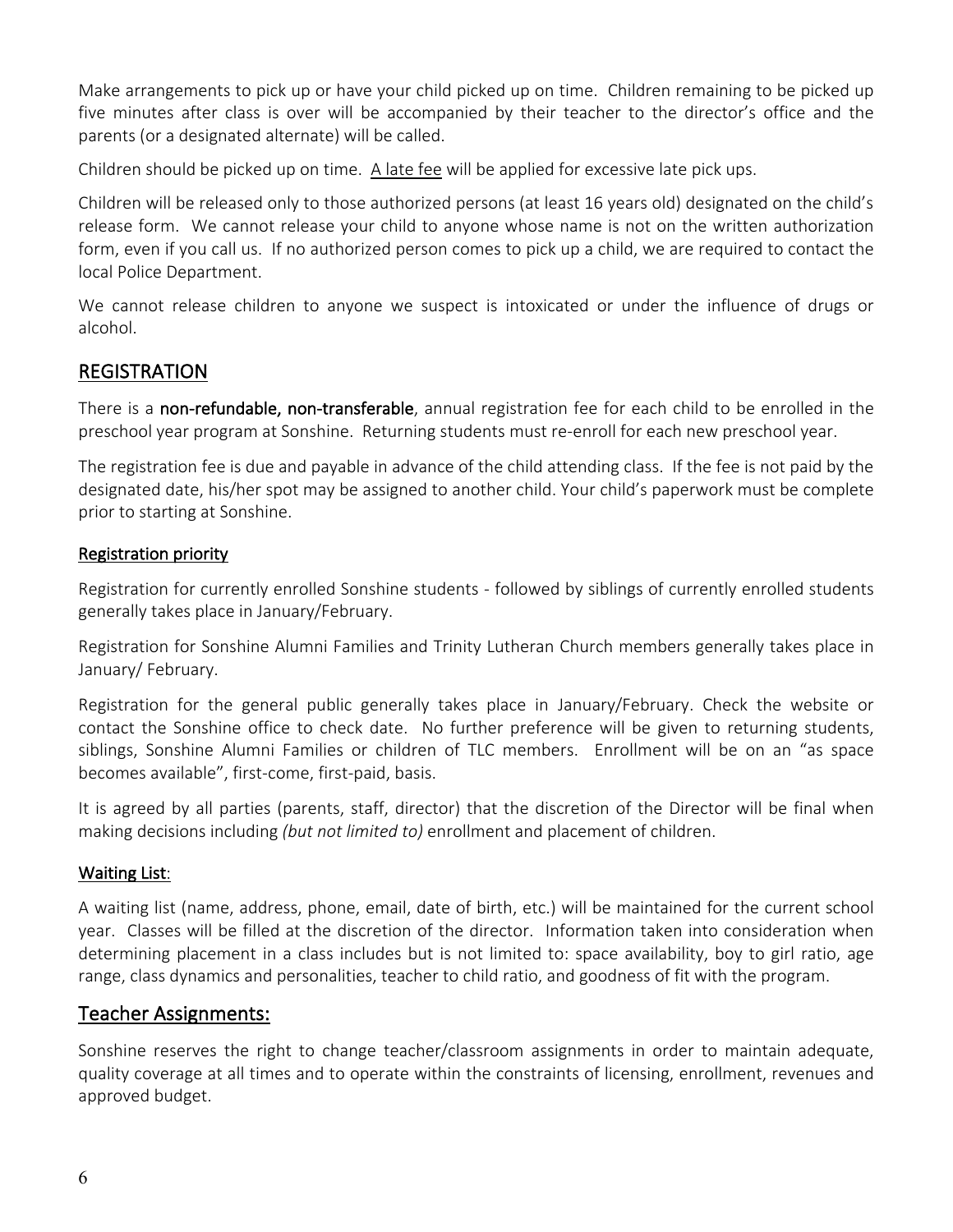Make arrangements to pick up or have your child picked up on time. Children remaining to be picked up five minutes after class is over will be accompanied by their teacher to the director's office and the parents (or a designated alternate) will be called.

Children should be picked up on time. <u>A late fee</u> will be applied for excessive late pick ups.

Children will be released only to those authorized persons (at least 16 years old) designated on the child's release form. We cannot release your child to anyone whose name is not on the written authorization form, even if you call us. If no authorized person comes to pick up a child, we are required to contact the local Police Department.

We cannot release children to anyone we suspect is intoxicated or under the influence of drugs or alcohol.

## REGISTRATION

There is a **non-refundable, non-transferable**, annual registration fee for each child to be enrolled in the preschool year program at Sonshine. Returning students must re-enroll for each new preschool year.

The registration fee is due and payable in advance of the child attending class. If the fee is not paid by the designated date, his/her spot may be assigned to another child. Your child's paperwork must be complete prior to starting at Sonshine.

### Registration priority

Registration for currently enrolled Sonshine students - followed by siblings of currently enrolled students generally takes place in January/February.

Registration for Sonshine Alumni Families and Trinity Lutheran Church members generally takes place in January/ February.

Registration for the general public generally takes place in January/February. Check the website or contact the Sonshine office to check date. No further preference will be given to returning students, siblings, Sonshine Alumni Families or children of TLC members. Enrollment will be on an "as space becomes available", first-come, first-paid, basis.

It is agreed by all parties (parents, staff, director) that the discretion of the Director will be final when making decisions including *(but not limited to)* enrollment and placement of children.

### Waiting List:

A waiting list (name, address, phone, email, date of birth, etc.) will be maintained for the current school year. Classes will be filled at the discretion of the director. Information taken into consideration when determining placement in a class includes but is not limited to: space availability, boy to girl ratio, age range, class dynamics and personalities, teacher to child ratio, and goodness of fit with the program.

## Teacher Assignments:

Sonshine reserves the right to change teacher/classroom assignments in order to maintain adequate, quality coverage at all times and to operate within the constraints of licensing, enrollment, revenues and approved budget.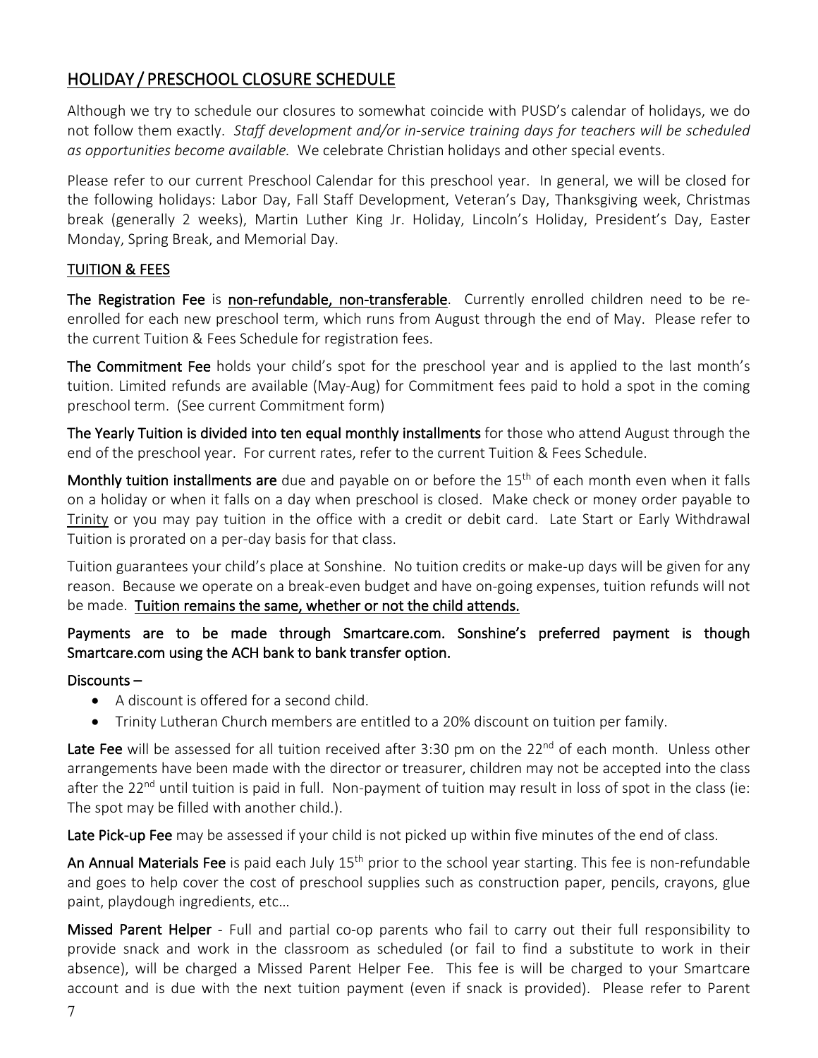## HOLIDAY / PRESCHOOL CLOSURE SCHEDULE

Although we try to schedule our closures to somewhat coincide with PUSD's calendar of holidays, we do not follow them exactly. *Staff development and/or in-service training days for teachers will be scheduled as opportunities become available.* We celebrate Christian holidays and other special events.

Please refer to our current Preschool Calendar for this preschool year. In general, we will be closed for the following holidays: Labor Day, Fall Staff Development, Veteran's Day, Thanksgiving week, Christmas break (generally 2 weeks), Martin Luther King Jr. Holiday, Lincoln's Holiday, President's Day, Easter Monday, Spring Break, and Memorial Day.

## TUITION & FEES

**The Registration Fee** is non-refundable, non-transferable. Currently enrolled children need to be re-enrolled for each new preschool term, which runs from August through the end of May. Please refer to the current Tuition & Fees Schedule for registration fees.

**The Commitment Fee** holds your child's spot for the preschool year and is applied to the last month's tuition. Limited refunds are available (May-Aug) for Commitment fees paid to hold a spot in the coming preschool term. (See current Commitment form)

**The Yearly Tuition is divided into ten equal monthly installments** for those who attend August through the end of the preschool year. For current rates, refer to the current Tuition & Fees Schedule.

**Monthly tuition installments are** due and payable on or before the 15th of each month even when it falls on a holiday or when it falls on a day when preschool is closed. Make check or money order payable to Trinity or you may pay tuition in the office with a credit or debit card. Late Start or Early Withdrawal Tuition is prorated on a per-day basis for that class.

Tuition guarantees your child's place at Sonshine. No tuition credits or make-up days will be given for any reason. Because we operate on a break-even budget and have on-going expenses, tuition refunds will not be made. **Tuition remains the same, whether or not the child attends.**

**Payments are to be made through Smartcare.com. Sonshine's preferred payment is though Smartcare.com using the ACH bank to bank transfer option.**

**Discounts –**

- A discount is offered for a second child.
- Trinity Lutheran Church members are entitled to a 20% discount on tuition per family.

**Late Fee** will be assessed for all tuition received after 3:30 pm on the 22nd of each month. Unless other arrangements have been made with the director or treasurer, children may not be accepted into the class after the 22nd until tuition is paid in full. Non-payment of tuition may result in loss of spot in the class (ie: The spot may be filled with another child.).

**Late Pick-up Fee** may be assessed if your child is not picked up within five minutes of the end of class.

**An Annual Materials Fee** is paid each July 15th prior to the school year starting. This fee is non-refundable and goes to help cover the cost of preschool supplies such as construction paper, pencils, crayons, glue paint, playdough ingredients, etc…

**Missed Parent Helper** - Full and partial co-op parents who fail to carry out their full responsibility to provide snack and work in the classroom as scheduled (or fail to find a substitute to work in their absence), will be charged a Missed Parent Helper Fee. This fee is will be charged to your Smartcare account and is due with the next tuition payment (even if snack is provided). Please refer to Parent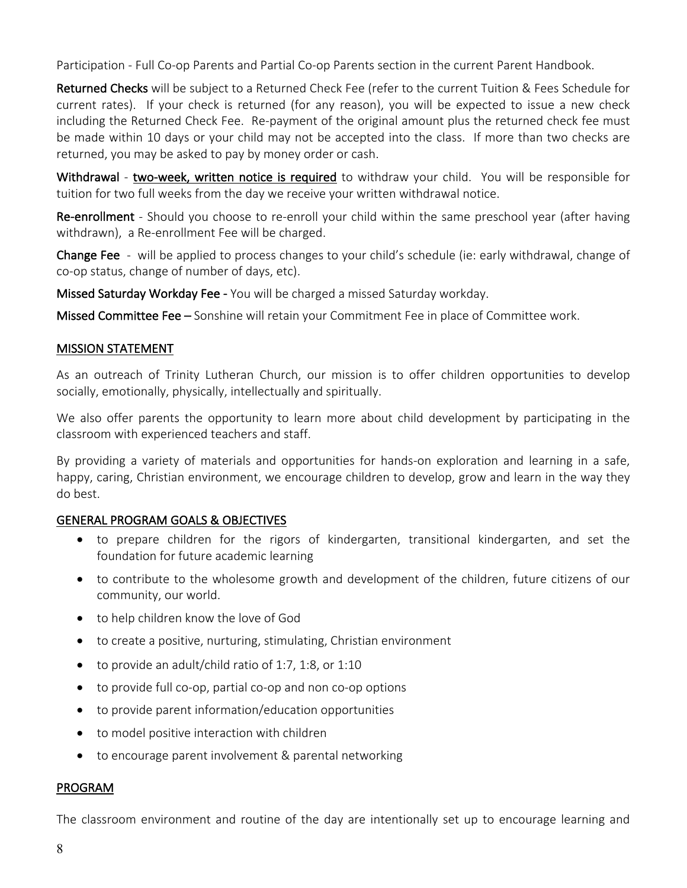Participation - Full Co-op Parents and Partial Co-op Parents section in the current Parent Handbook.

**Returned Checks** will be subject to a Returned Check Fee (refer to the current Tuition & Fees Schedule for current rates). If your check is returned (for any reason), you will be expected to issue a new check including the Returned Check Fee. Re-payment of the original amount plus the returned check fee must be made within 10 days or your child may not be accepted into the class. If more than two checks are returned, you may be asked to pay by money order or cash.

**Withdrawal** - **two-week, written notice is required** to withdraw your child. You will be responsible for tuition for two full weeks from the day we receive your written withdrawal notice.

**Re-enrollment** - Should you choose to re-enroll your child within the same preschool year (after having withdrawn), a Re-enrollment Fee will be charged.

**Change Fee** - will be applied to process changes to your child's schedule (ie: early withdrawal, change of co-op status, change of number of days, etc).

**Missed Saturday Workday Fee -** You will be charged a missed Saturday workday.

**Missed Committee Fee –** Sonshine will retain your Commitment Fee in place of Committee work.

## MISSION STATEMENT

As an outreach of Trinity Lutheran Church, our mission is to offer children opportunities to develop socially, emotionally, physically, intellectually and spiritually.

We also offer parents the opportunity to learn more about child development by participating in the classroom with experienced teachers and staff.

By providing a variety of materials and opportunities for hands-on exploration and learning in a safe, happy, caring, Christian environment, we encourage children to develop, grow and learn in the way they do best.

## GENERAL PROGRAM GOALS & OBJECTIVES

- to prepare children for the rigors of kindergarten, transitional kindergarten, and set the foundation for future academic learning
- to contribute to the wholesome growth and development of the children, future citizens of our community, our world.
- to help children know the love of God
- to create a positive, nurturing, stimulating, Christian environment
- to provide an adult/child ratio of 1:7, 1:8, or 1:10
- to provide full co-op, partial co-op and non co-op options
- to provide parent information/education opportunities
- to model positive interaction with children
- to encourage parent involvement & parental networking

## PROGRAM

The classroom environment and routine of the day are intentionally set up to encourage learning and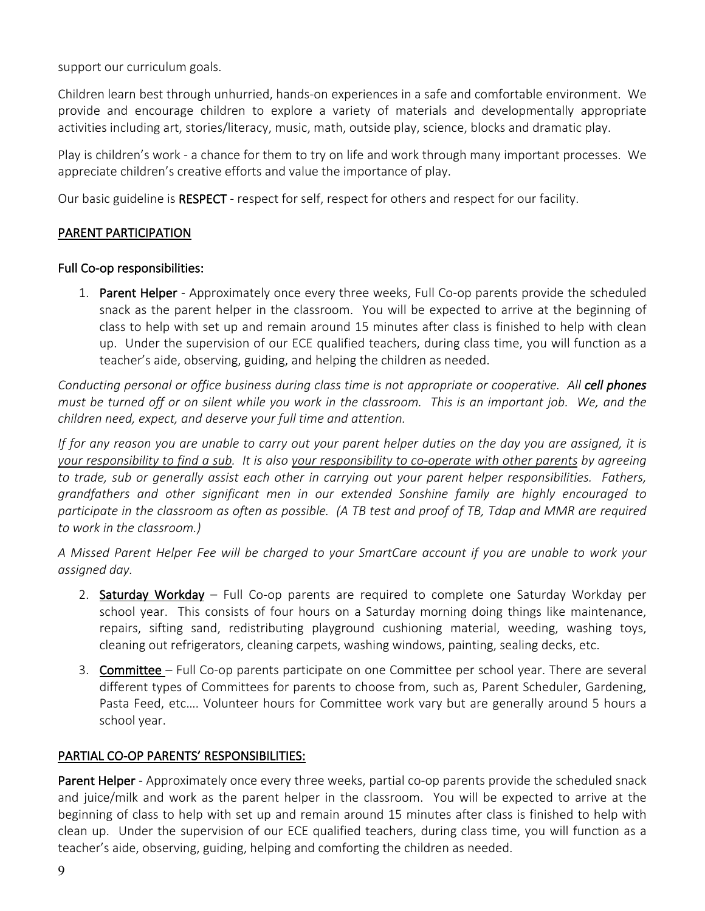support our curriculum goals.

Children learn best through unhurried, hands-on experiences in a safe and comfortable environment. We provide and encourage children to explore a variety of materials and developmentally appropriate activities including art, stories/literacy, music, math, outside play, science, blocks and dramatic play.

Play is children's work - a chance for them to try on life and work through many important processes. We appreciate children's creative efforts and value the importance of play.

Our basic guideline is **RESPECT** - respect for self, respect for others and respect for our facility.

## PARENT PARTICIPATION

### Full Co-op responsibilities:

1. **Parent Helper** - Approximately once every three weeks, Full Co-op parents provide the scheduled snack as the parent helper in the classroom. You will be expected to arrive at the beginning of class to help with set up and remain around 15 minutes after class is finished to help with clean up. Under the supervision of our ECE qualified teachers, during class time, you will function as a teacher's aide, observing, guiding, and helping the children as needed.

*Conducting personal or office business during class time is not appropriate or cooperative. All **cell phones** must be turned off or on silent while you work in the classroom. This is an important job. We, and the children need, expect, and deserve your full time and attention.*

*If for any reason you are unable to carry out your parent helper duties on the day you are assigned, it is your responsibility to find a sub. It is also your responsibility to co-operate with other parents by agreeing to trade, sub or generally assist each other in carrying out your parent helper responsibilities. Fathers, grandfathers and other significant men in our extended Sonshine family are highly encouraged to participate in the classroom as often as possible. (A TB test and proof of TB, Tdap and MMR are required to work in the classroom.)*

*A Missed Parent Helper Fee will be charged to your SmartCare account if you are unable to work your assigned day.*

2. **Saturday Workday** – Full Co-op parents are required to complete one Saturday Workday per school year. This consists of four hours on a Saturday morning doing things like maintenance, repairs, sifting sand, redistributing playground cushioning material, weeding, washing toys, cleaning out refrigerators, cleaning carpets, washing windows, painting, sealing decks, etc.

3. **Committee** – Full Co-op parents participate on one Committee per school year. There are several different types of Committees for parents to choose from, such as, Parent Scheduler, Gardening, Pasta Feed, etc.… Volunteer hours for Committee work vary but are generally around 5 hours a school year.

## PARTIAL CO-OP PARENTS' RESPONSIBILITIES:

**Parent Helper** - Approximately once every three weeks, partial co-op parents provide the scheduled snack and juice/milk and work as the parent helper in the classroom. You will be expected to arrive at the beginning of class to help with set up and remain around 15 minutes after class is finished to help with clean up. Under the supervision of our ECE qualified teachers, during class time, you will function as a teacher's aide, observing, guiding, helping and comforting the children as needed.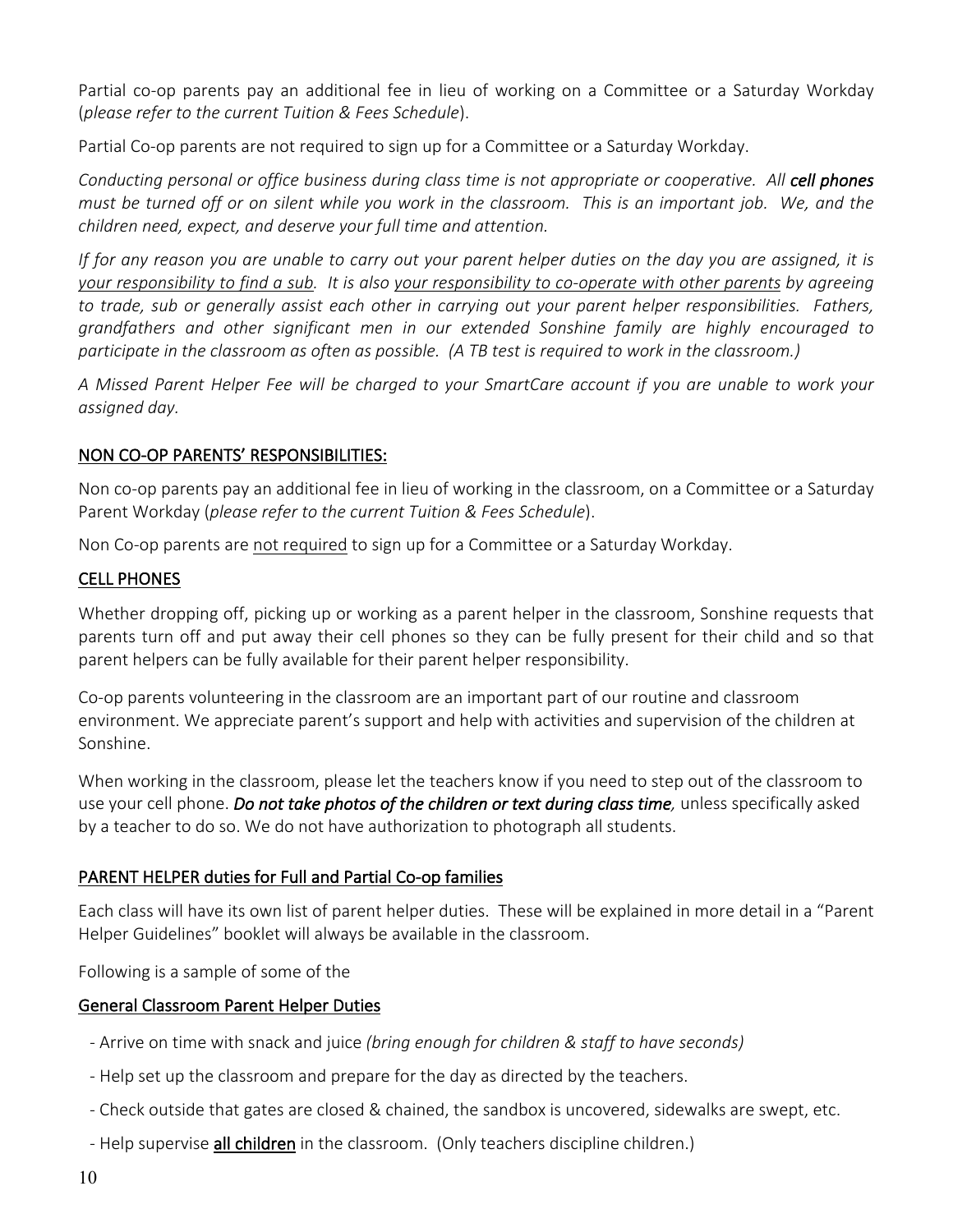Partial co-op parents pay an additional fee in lieu of working on a Committee or a Saturday Workday (*please refer to the current Tuition & Fees Schedule*).

Partial Co-op parents are not required to sign up for a Committee or a Saturday Workday.

*Conducting personal or office business during class time is not appropriate or cooperative. All **cell phones** must be turned off or on silent while you work in the classroom. This is an important job. We, and the children need, expect, and deserve your full time and attention.*

*If for any reason you are unable to carry out your parent helper duties on the day you are assigned, it is <u>your responsibility to find a sub</u>. It is also <u>your responsibility to co-operate with other parents</u> by agreeing to trade, sub or generally assist each other in carrying out your parent helper responsibilities. Fathers, grandfathers and other significant men in our extended Sonshine family are highly encouraged to participate in the classroom as often as possible. (A TB test is required to work in the classroom.)*

*A Missed Parent Helper Fee will be charged to your SmartCare account if you are unable to work your assigned day.*

## NON CO-OP PARENTS' RESPONSIBILITIES:

Non co-op parents pay an additional fee in lieu of working in the classroom, on a Committee or a Saturday Parent Workday (*please refer to the current Tuition & Fees Schedule*).

Non Co-op parents are <u>not required</u> to sign up for a Committee or a Saturday Workday.

## CELL PHONES

Whether dropping off, picking up or working as a parent helper in the classroom, Sonshine requests that parents turn off and put away their cell phones so they can be fully present for their child and so that parent helpers can be fully available for their parent helper responsibility.

Co-op parents volunteering in the classroom are an important part of our routine and classroom environment. We appreciate parent's support and help with activities and supervision of the children at Sonshine.

When working in the classroom, please let the teachers know if you need to step out of the classroom to use your cell phone. ***Do not take photos of the children or text during class time**,* unless specifically asked by a teacher to do so. We do not have authorization to photograph all students.

## PARENT HELPER duties for Full and Partial Co-op families

Each class will have its own list of parent helper duties. These will be explained in more detail in a "Parent Helper Guidelines" booklet will always be available in the classroom.

Following is a sample of some of the

### General Classroom Parent Helper Duties

- Arrive on time with snack and juice *(bring enough for children & staff to have seconds)*
- Help set up the classroom and prepare for the day as directed by the teachers.
- Check outside that gates are closed & chained, the sandbox is uncovered, sidewalks are swept, etc.
- Help supervise **<u>all children</u>** in the classroom. (Only teachers discipline children.)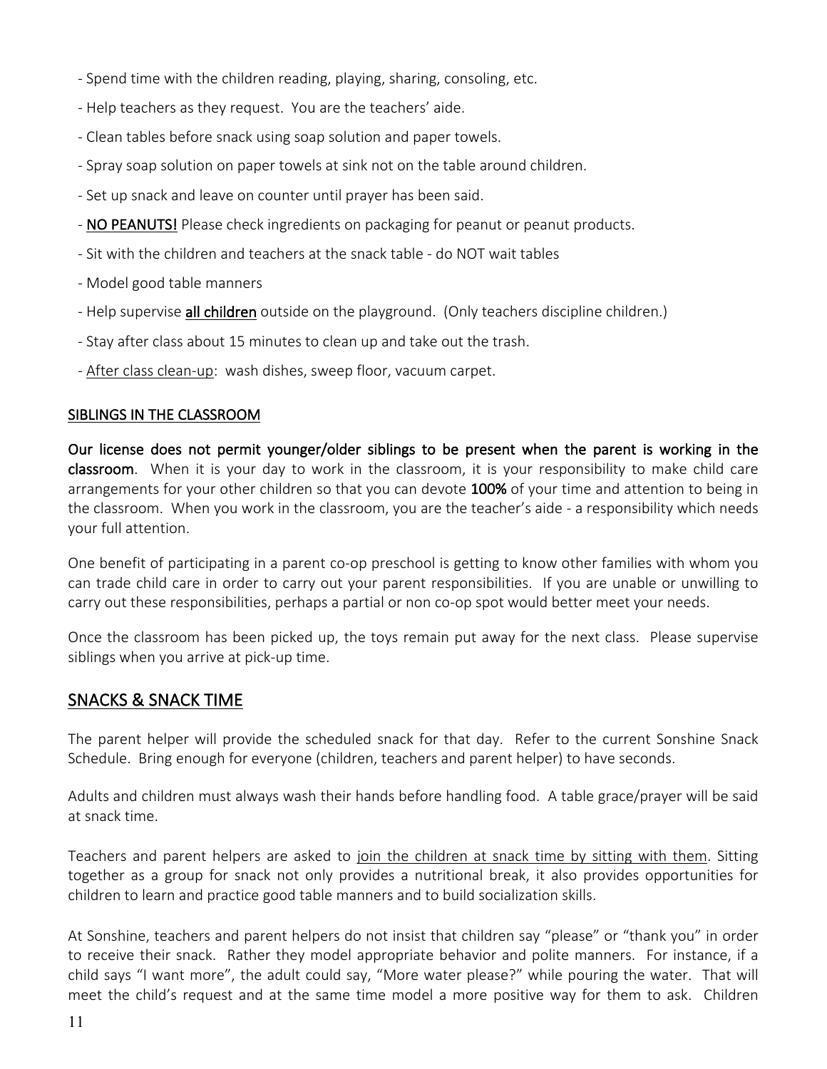- Spend time with the children reading, playing, sharing, consoling, etc.
- Help teachers as they request. You are the teachers' aide.
- Clean tables before snack using soap solution and paper towels.
- Spray soap solution on paper towels at sink not on the table around children.
- Set up snack and leave on counter until prayer has been said.
- **NO PEANUTS!** Please check ingredients on packaging for peanut or peanut products.
- Sit with the children and teachers at the snack table - do NOT wait tables
- Model good table manners
- Help supervise **all children** outside on the playground. (Only teachers discipline children.)
- Stay after class about 15 minutes to clean up and take out the trash.
- After class clean-up: wash dishes, sweep floor, vacuum carpet.

### SIBLINGS IN THE CLASSROOM

**Our license does not permit younger/older siblings to be present when the parent is working in the classroom**. When it is your day to work in the classroom, it is your responsibility to make child care arrangements for your other children so that you can devote **100%** of your time and attention to being in the classroom. When you work in the classroom, you are the teacher's aide - a responsibility which needs your full attention.

One benefit of participating in a parent co-op preschool is getting to know other families with whom you can trade child care in order to carry out your parent responsibilities. If you are unable or unwilling to carry out these responsibilities, perhaps a partial or non co-op spot would better meet your needs.

Once the classroom has been picked up, the toys remain put away for the next class. Please supervise siblings when you arrive at pick-up time.

## SNACKS & SNACK TIME

The parent helper will provide the scheduled snack for that day. Refer to the current Sonshine Snack Schedule. Bring enough for everyone (children, teachers and parent helper) to have seconds.

Adults and children must always wash their hands before handling food. A table grace/prayer will be said at snack time.

Teachers and parent helpers are asked to join the children at snack time by sitting with them. Sitting together as a group for snack not only provides a nutritional break, it also provides opportunities for children to learn and practice good table manners and to build socialization skills.

At Sonshine, teachers and parent helpers do not insist that children say "please" or "thank you" in order to receive their snack. Rather they model appropriate behavior and polite manners. For instance, if a child says "I want more", the adult could say, "More water please?" while pouring the water. That will meet the child's request and at the same time model a more positive way for them to ask. Children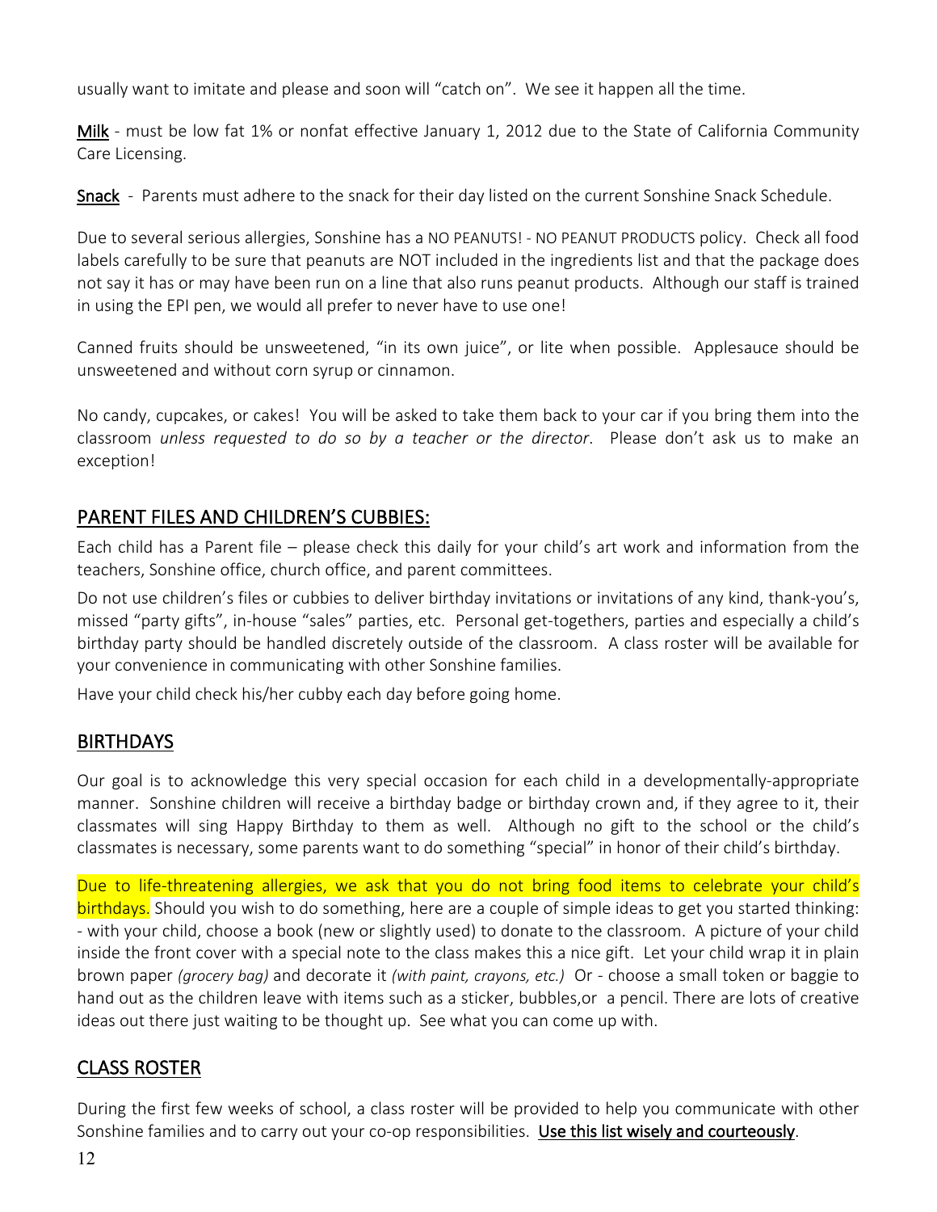usually want to imitate and please and soon will "catch on". We see it happen all the time.

Milk - must be low fat 1% or nonfat effective January 1, 2012 due to the State of California Community Care Licensing.

Snack - Parents must adhere to the snack for their day listed on the current Sonshine Snack Schedule.

Due to several serious allergies, Sonshine has a NO PEANUTS! - NO PEANUT PRODUCTS policy. Check all food labels carefully to be sure that peanuts are NOT included in the ingredients list and that the package does not say it has or may have been run on a line that also runs peanut products. Although our staff is trained in using the EPI pen, we would all prefer to never have to use one!

Canned fruits should be unsweetened, "in its own juice", or lite when possible. Applesauce should be unsweetened and without corn syrup or cinnamon.

No candy, cupcakes, or cakes! You will be asked to take them back to your car if you bring them into the classroom *unless requested to do so by a teacher or the director*. Please don't ask us to make an exception!

## PARENT FILES AND CHILDREN'S CUBBIES:

Each child has a Parent file – please check this daily for your child's art work and information from the teachers, Sonshine office, church office, and parent committees.

Do not use children's files or cubbies to deliver birthday invitations or invitations of any kind, thank-you's, missed "party gifts", in-house "sales" parties, etc. Personal get-togethers, parties and especially a child's birthday party should be handled discretely outside of the classroom. A class roster will be available for your convenience in communicating with other Sonshine families.

Have your child check his/her cubby each day before going home.

## BIRTHDAYS

Our goal is to acknowledge this very special occasion for each child in a developmentally-appropriate manner. Sonshine children will receive a birthday badge or birthday crown and, if they agree to it, their classmates will sing Happy Birthday to them as well. Although no gift to the school or the child's classmates is necessary, some parents want to do something "special" in honor of their child's birthday.

Due to life-threatening allergies, we ask that you do not bring food items to celebrate your child's birthdays. Should you wish to do something, here are a couple of simple ideas to get you started thinking: - with your child, choose a book (new or slightly used) to donate to the classroom. A picture of your child inside the front cover with a special note to the class makes this a nice gift. Let your child wrap it in plain brown paper *(grocery bag)* and decorate it *(with paint, crayons, etc.)* Or - choose a small token or baggie to hand out as the children leave with items such as a sticker, bubbles,or a pencil. There are lots of creative ideas out there just waiting to be thought up. See what you can come up with.

## CLASS ROSTER

During the first few weeks of school, a class roster will be provided to help you communicate with other Sonshine families and to carry out your co-op responsibilities. Use this list wisely and courteously.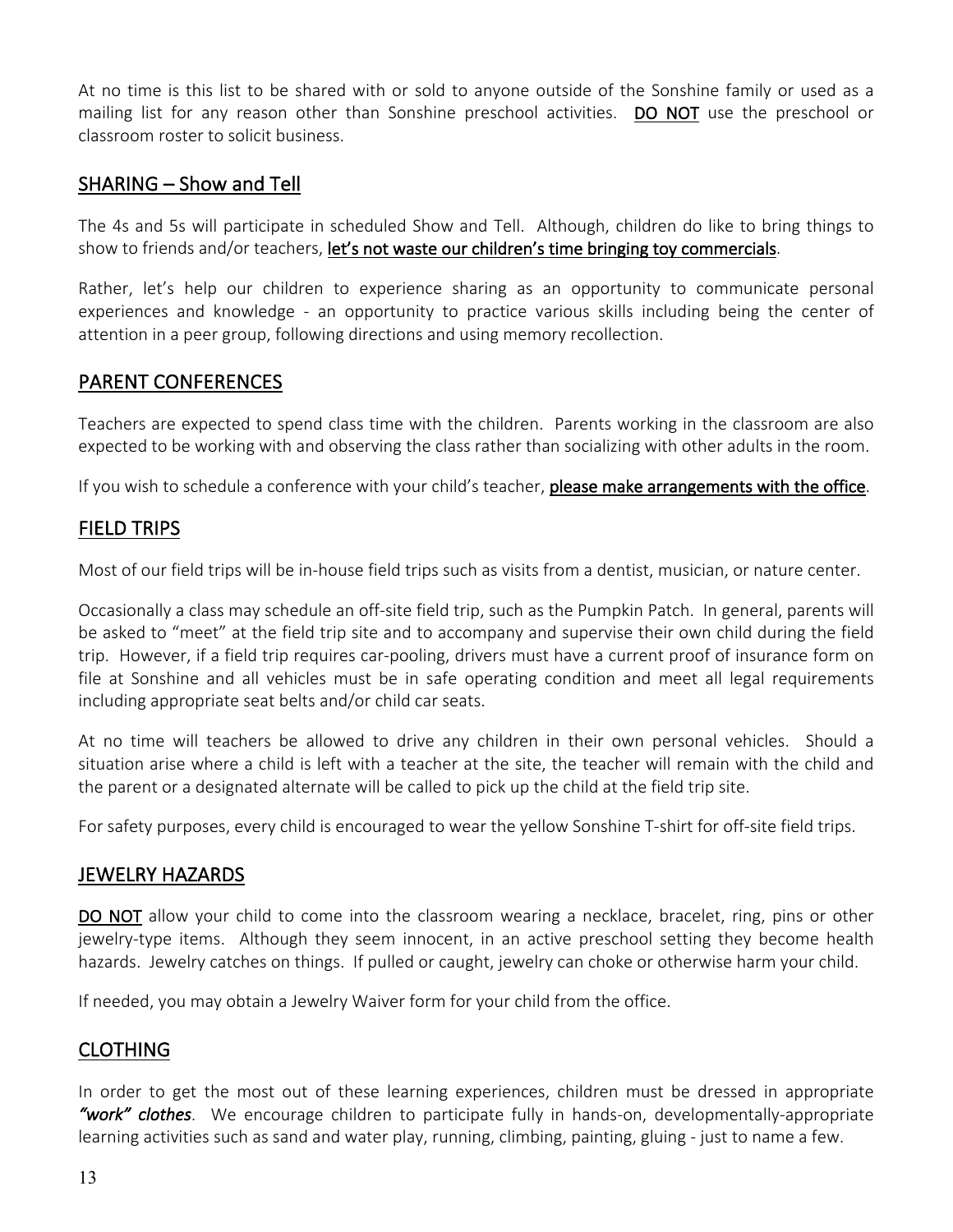At no time is this list to be shared with or sold to anyone outside of the Sonshine family or used as a mailing list for any reason other than Sonshine preschool activities. **DO NOT** use the preschool or classroom roster to solicit business.

## SHARING – Show and Tell

The 4s and 5s will participate in scheduled Show and Tell. Although, children do like to bring things to show to friends and/or teachers, **let's not waste our children's time bringing toy commercials**.

Rather, let's help our children to experience sharing as an opportunity to communicate personal experiences and knowledge - an opportunity to practice various skills including being the center of attention in a peer group, following directions and using memory recollection.

## PARENT CONFERENCES

Teachers are expected to spend class time with the children. Parents working in the classroom are also expected to be working with and observing the class rather than socializing with other adults in the room.

If you wish to schedule a conference with your child's teacher, **please make arrangements with the office**.

## FIELD TRIPS

Most of our field trips will be in-house field trips such as visits from a dentist, musician, or nature center.

Occasionally a class may schedule an off-site field trip, such as the Pumpkin Patch. In general, parents will be asked to "meet" at the field trip site and to accompany and supervise their own child during the field trip. However, if a field trip requires car-pooling, drivers must have a current proof of insurance form on file at Sonshine and all vehicles must be in safe operating condition and meet all legal requirements including appropriate seat belts and/or child car seats.

At no time will teachers be allowed to drive any children in their own personal vehicles. Should a situation arise where a child is left with a teacher at the site, the teacher will remain with the child and the parent or a designated alternate will be called to pick up the child at the field trip site.

For safety purposes, every child is encouraged to wear the yellow Sonshine T-shirt for off-site field trips.

## JEWELRY HAZARDS

**DO NOT** allow your child to come into the classroom wearing a necklace, bracelet, ring, pins or other jewelry-type items. Although they seem innocent, in an active preschool setting they become health hazards. Jewelry catches on things. If pulled or caught, jewelry can choke or otherwise harm your child.

If needed, you may obtain a Jewelry Waiver form for your child from the office.

## CLOTHING

In order to get the most out of these learning experiences, children must be dressed in appropriate ***"work" clothes***. We encourage children to participate fully in hands-on, developmentally-appropriate learning activities such as sand and water play, running, climbing, painting, gluing - just to name a few.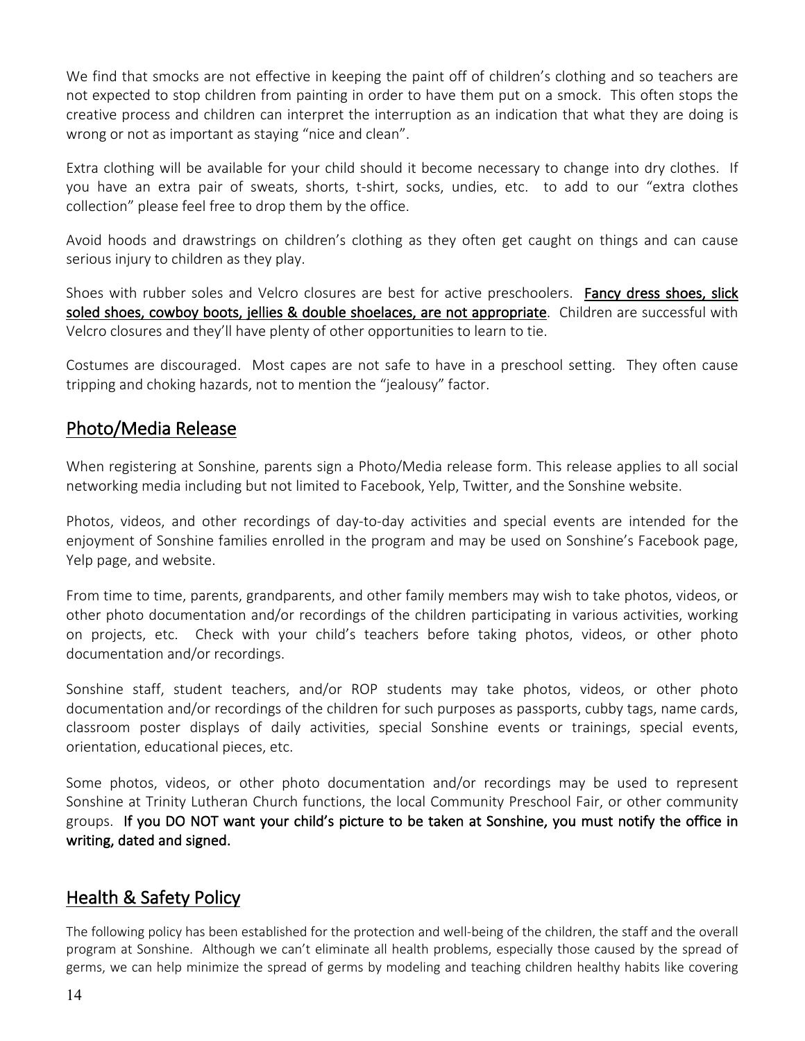We find that smocks are not effective in keeping the paint off of children's clothing and so teachers are not expected to stop children from painting in order to have them put on a smock. This often stops the creative process and children can interpret the interruption as an indication that what they are doing is wrong or not as important as staying "nice and clean".

Extra clothing will be available for your child should it become necessary to change into dry clothes. If you have an extra pair of sweats, shorts, t-shirt, socks, undies, etc. to add to our "extra clothes collection" please feel free to drop them by the office.

Avoid hoods and drawstrings on children's clothing as they often get caught on things and can cause serious injury to children as they play.

Shoes with rubber soles and Velcro closures are best for active preschoolers. **Fancy dress shoes, slick soled shoes, cowboy boots, jellies & double shoelaces, are not appropriate**. Children are successful with Velcro closures and they'll have plenty of other opportunities to learn to tie.

Costumes are discouraged. Most capes are not safe to have in a preschool setting. They often cause tripping and choking hazards, not to mention the "jealousy" factor.

## Photo/Media Release

When registering at Sonshine, parents sign a Photo/Media release form. This release applies to all social networking media including but not limited to Facebook, Yelp, Twitter, and the Sonshine website.

Photos, videos, and other recordings of day-to-day activities and special events are intended for the enjoyment of Sonshine families enrolled in the program and may be used on Sonshine's Facebook page, Yelp page, and website.

From time to time, parents, grandparents, and other family members may wish to take photos, videos, or other photo documentation and/or recordings of the children participating in various activities, working on projects, etc. Check with your child's teachers before taking photos, videos, or other photo documentation and/or recordings.

Sonshine staff, student teachers, and/or ROP students may take photos, videos, or other photo documentation and/or recordings of the children for such purposes as passports, cubby tags, name cards, classroom poster displays of daily activities, special Sonshine events or trainings, special events, orientation, educational pieces, etc.

Some photos, videos, or other photo documentation and/or recordings may be used to represent Sonshine at Trinity Lutheran Church functions, the local Community Preschool Fair, or other community groups. **If you DO NOT want your child's picture to be taken at Sonshine, you must notify the office in writing, dated and signed.**

## Health & Safety Policy

The following policy has been established for the protection and well-being of the children, the staff and the overall program at Sonshine. Although we can't eliminate all health problems, especially those caused by the spread of germs, we can help minimize the spread of germs by modeling and teaching children healthy habits like covering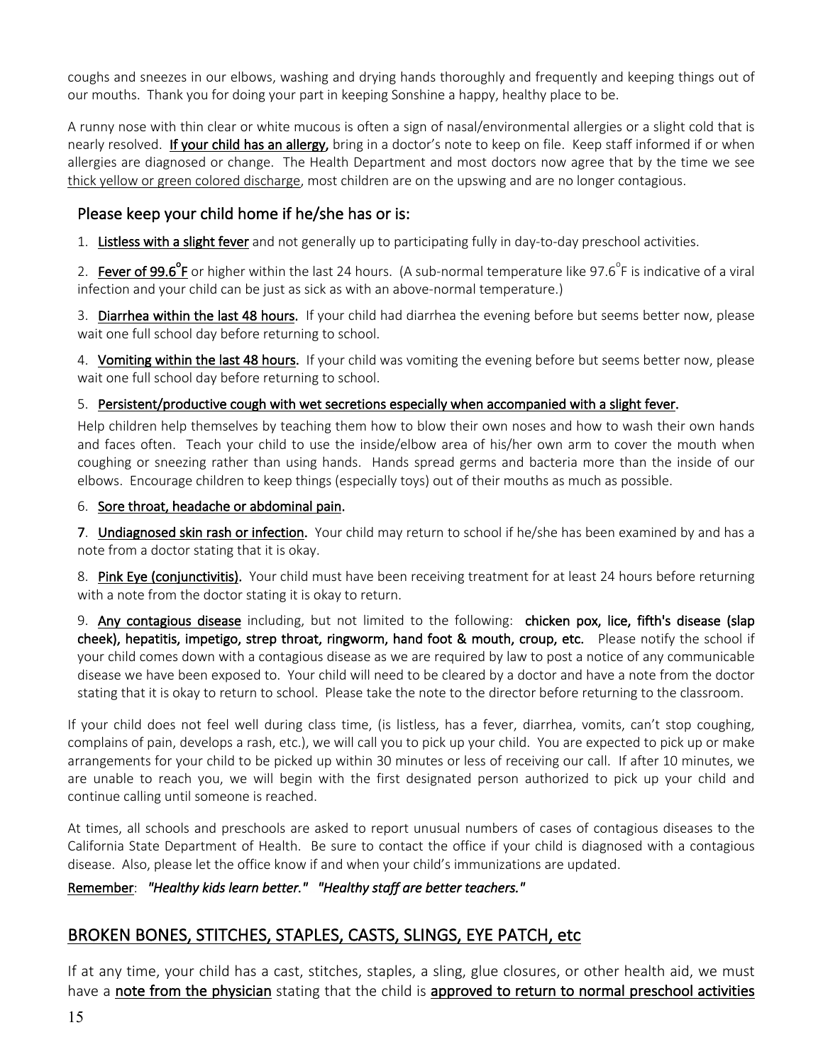coughs and sneezes in our elbows, washing and drying hands thoroughly and frequently and keeping things out of our mouths. Thank you for doing your part in keeping Sonshine a happy, healthy place to be.

A runny nose with thin clear or white mucous is often a sign of nasal/environmental allergies or a slight cold that is nearly resolved. **If your child has an allergy,** bring in a doctor's note to keep on file. Keep staff informed if or when allergies are diagnosed or change. The Health Department and most doctors now agree that by the time we see thick yellow or green colored discharge, most children are on the upswing and are no longer contagious.

### Please keep your child home if he/she has or is:

1. **Listless with a slight fever** and not generally up to participating fully in day-to-day preschool activities.

2. **Fever of 99.6°F** or higher within the last 24 hours. (A sub-normal temperature like 97.6°F is indicative of a viral infection and your child can be just as sick as with an above-normal temperature.)

3. **Diarrhea within the last 48 hours.** If your child had diarrhea the evening before but seems better now, please wait one full school day before returning to school.

4. **Vomiting within the last 48 hours.** If your child was vomiting the evening before but seems better now, please wait one full school day before returning to school.

5. **Persistent/productive cough with wet secretions especially when accompanied with a slight fever.**

   Help children help themselves by teaching them how to blow their own noses and how to wash their own hands and faces often. Teach your child to use the inside/elbow area of his/her own arm to cover the mouth when coughing or sneezing rather than using hands. Hands spread germs and bacteria more than the inside of our elbows. Encourage children to keep things (especially toys) out of their mouths as much as possible.

6. **Sore throat, headache or abdominal pain.**

7. **Undiagnosed skin rash or infection.** Your child may return to school if he/she has been examined by and has a note from a doctor stating that it is okay.

8. **Pink Eye (conjunctivitis).** Your child must have been receiving treatment for at least 24 hours before returning with a note from the doctor stating it is okay to return.

9. **Any contagious disease** including, but not limited to the following: **chicken pox, lice, fifth's disease (slap cheek), hepatitis, impetigo, strep throat, ringworm, hand foot & mouth, croup, etc.** Please notify the school if your child comes down with a contagious disease as we are required by law to post a notice of any communicable disease we have been exposed to. Your child will need to be cleared by a doctor and have a note from the doctor stating that it is okay to return to school. Please take the note to the director before returning to the classroom.

If your child does not feel well during class time, (is listless, has a fever, diarrhea, vomits, can't stop coughing, complains of pain, develops a rash, etc.), we will call you to pick up your child. You are expected to pick up or make arrangements for your child to be picked up within 30 minutes or less of receiving our call. If after 10 minutes, we are unable to reach you, we will begin with the first designated person authorized to pick up your child and continue calling until someone is reached.

At times, all schools and preschools are asked to report unusual numbers of cases of contagious diseases to the California State Department of Health. Be sure to contact the office if your child is diagnosed with a contagious disease. Also, please let the office know if and when your child's immunizations are updated.

Remember: ***"Healthy kids learn better." "Healthy staff are better teachers."***

## BROKEN BONES, STITCHES, STAPLES, CASTS, SLINGS, EYE PATCH, etc

If at any time, your child has a cast, stitches, staples, a sling, glue closures, or other health aid, we must have a **note from the physician** stating that the child is **approved to return to normal preschool activities**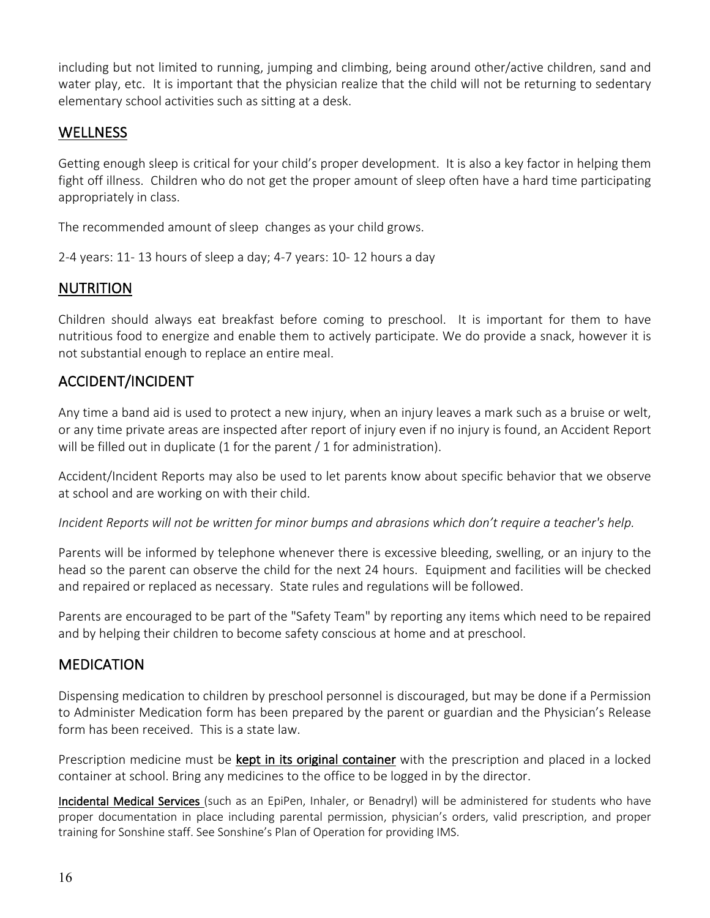including but not limited to running, jumping and climbing, being around other/active children, sand and water play, etc. It is important that the physician realize that the child will not be returning to sedentary elementary school activities such as sitting at a desk.

## WELLNESS

Getting enough sleep is critical for your child's proper development. It is also a key factor in helping them fight off illness. Children who do not get the proper amount of sleep often have a hard time participating appropriately in class.

The recommended amount of sleep changes as your child grows.

2-4 years: 11- 13 hours of sleep a day; 4-7 years: 10- 12 hours a day

## NUTRITION

Children should always eat breakfast before coming to preschool. It is important for them to have nutritious food to energize and enable them to actively participate. We do provide a snack, however it is not substantial enough to replace an entire meal.

## ACCIDENT/INCIDENT

Any time a band aid is used to protect a new injury, when an injury leaves a mark such as a bruise or welt, or any time private areas are inspected after report of injury even if no injury is found, an Accident Report will be filled out in duplicate (1 for the parent / 1 for administration).

Accident/Incident Reports may also be used to let parents know about specific behavior that we observe at school and are working on with their child.

*Incident Reports will not be written for minor bumps and abrasions which don't require a teacher's help.*

Parents will be informed by telephone whenever there is excessive bleeding, swelling, or an injury to the head so the parent can observe the child for the next 24 hours. Equipment and facilities will be checked and repaired or replaced as necessary. State rules and regulations will be followed.

Parents are encouraged to be part of the "Safety Team" by reporting any items which need to be repaired and by helping their children to become safety conscious at home and at preschool.

## MEDICATION

Dispensing medication to children by preschool personnel is discouraged, but may be done if a Permission to Administer Medication form has been prepared by the parent or guardian and the Physician's Release form has been received. This is a state law.

Prescription medicine must be **kept in its original container** with the prescription and placed in a locked container at school. Bring any medicines to the office to be logged in by the director.

**Incidental Medical Services** (such as an EpiPen, Inhaler, or Benadryl) will be administered for students who have proper documentation in place including parental permission, physician's orders, valid prescription, and proper training for Sonshine staff. See Sonshine's Plan of Operation for providing IMS.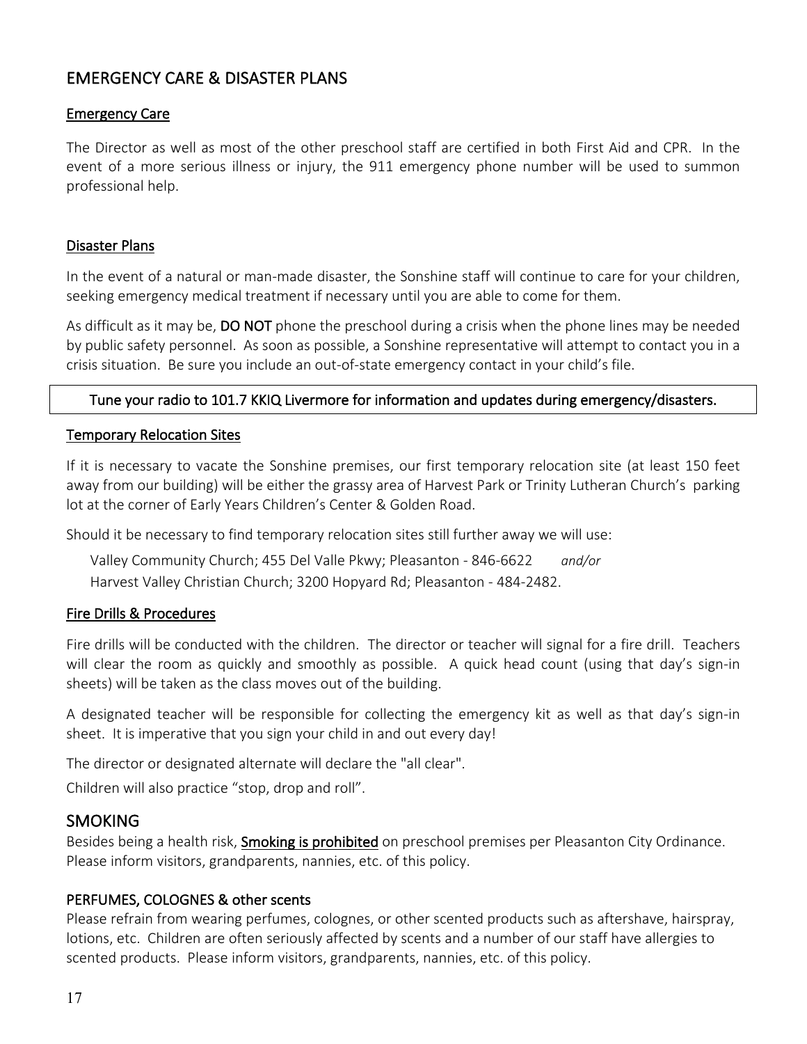## EMERGENCY CARE & DISASTER PLANS

### Emergency Care

The Director as well as most of the other preschool staff are certified in both First Aid and CPR. In the event of a more serious illness or injury, the 911 emergency phone number will be used to summon professional help.

### Disaster Plans

In the event of a natural or man-made disaster, the Sonshine staff will continue to care for your children, seeking emergency medical treatment if necessary until you are able to come for them.

As difficult as it may be, **DO NOT** phone the preschool during a crisis when the phone lines may be needed by public safety personnel. As soon as possible, a Sonshine representative will attempt to contact you in a crisis situation. Be sure you include an out-of-state emergency contact in your child's file.

Tune your radio to 101.7 KKIQ Livermore for information and updates during emergency/disasters.

### Temporary Relocation Sites

If it is necessary to vacate the Sonshine premises, our first temporary relocation site (at least 150 feet away from our building) will be either the grassy area of Harvest Park or Trinity Lutheran Church's parking lot at the corner of Early Years Children's Center & Golden Road.

Should it be necessary to find temporary relocation sites still further away we will use:

Valley Community Church; 455 Del Valle Pkwy; Pleasanton - 846-6622 *and/or*
Harvest Valley Christian Church; 3200 Hopyard Rd; Pleasanton - 484-2482.

### Fire Drills & Procedures

Fire drills will be conducted with the children. The director or teacher will signal for a fire drill. Teachers will clear the room as quickly and smoothly as possible. A quick head count (using that day's sign-in sheets) will be taken as the class moves out of the building.

A designated teacher will be responsible for collecting the emergency kit as well as that day's sign-in sheet. It is imperative that you sign your child in and out every day!

The director or designated alternate will declare the "all clear".

Children will also practice "stop, drop and roll".

## SMOKING

Besides being a health risk, **Smoking is prohibited** on preschool premises per Pleasanton City Ordinance. Please inform visitors, grandparents, nannies, etc. of this policy.

### PERFUMES, COLOGNES & other scents

Please refrain from wearing perfumes, colognes, or other scented products such as aftershave, hairspray, lotions, etc. Children are often seriously affected by scents and a number of our staff have allergies to scented products. Please inform visitors, grandparents, nannies, etc. of this policy.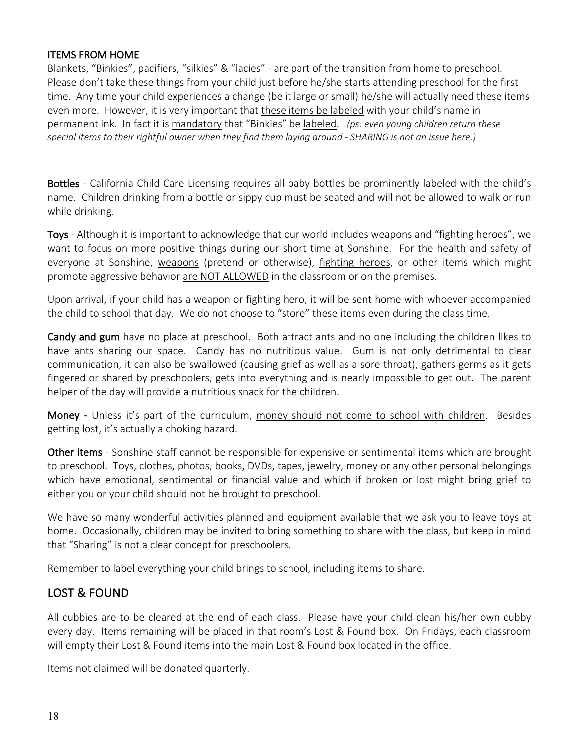## ITEMS FROM HOME

Blankets, "Binkies", pacifiers, "silkies" & "lacies" - are part of the transition from home to preschool. Please don't take these things from your child just before he/she starts attending preschool for the first time. Any time your child experiences a change (be it large or small) he/she will actually need these items even more. However, it is very important that these items be labeled with your child's name in permanent ink. In fact it is mandatory that "Binkies" be labeled. *(ps: even young children return these special items to their rightful owner when they find them laying around - SHARING is not an issue here.)*

**Bottles** - California Child Care Licensing requires all baby bottles be prominently labeled with the child's name. Children drinking from a bottle or sippy cup must be seated and will not be allowed to walk or run while drinking.

**Toys** - Although it is important to acknowledge that our world includes weapons and "fighting heroes", we want to focus on more positive things during our short time at Sonshine. For the health and safety of everyone at Sonshine, weapons (pretend or otherwise), fighting heroes, or other items which might promote aggressive behavior are NOT ALLOWED in the classroom or on the premises.

Upon arrival, if your child has a weapon or fighting hero, it will be sent home with whoever accompanied the child to school that day. We do not choose to "store" these items even during the class time.

**Candy and gum** have no place at preschool. Both attract ants and no one including the children likes to have ants sharing our space. Candy has no nutritious value. Gum is not only detrimental to clear communication, it can also be swallowed (causing grief as well as a sore throat), gathers germs as it gets fingered or shared by preschoolers, gets into everything and is nearly impossible to get out. The parent helper of the day will provide a nutritious snack for the children.

**Money** - Unless it's part of the curriculum, money should not come to school with children. Besides getting lost, it's actually a choking hazard.

**Other items** - Sonshine staff cannot be responsible for expensive or sentimental items which are brought to preschool. Toys, clothes, photos, books, DVDs, tapes, jewelry, money or any other personal belongings which have emotional, sentimental or financial value and which if broken or lost might bring grief to either you or your child should not be brought to preschool.

We have so many wonderful activities planned and equipment available that we ask you to leave toys at home. Occasionally, children may be invited to bring something to share with the class, but keep in mind that "Sharing" is not a clear concept for preschoolers.

Remember to label everything your child brings to school, including items to share.

## LOST & FOUND

All cubbies are to be cleared at the end of each class. Please have your child clean his/her own cubby every day. Items remaining will be placed in that room's Lost & Found box. On Fridays, each classroom will empty their Lost & Found items into the main Lost & Found box located in the office.

Items not claimed will be donated quarterly.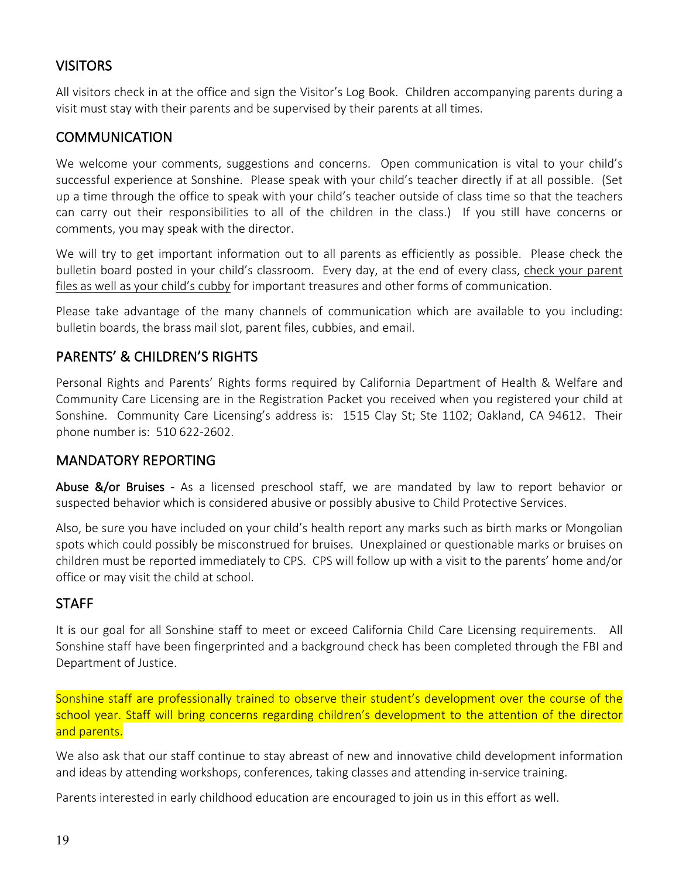## VISITORS

All visitors check in at the office and sign the Visitor's Log Book. Children accompanying parents during a visit must stay with their parents and be supervised by their parents at all times.

## COMMUNICATION

We welcome your comments, suggestions and concerns. Open communication is vital to your child's successful experience at Sonshine. Please speak with your child's teacher directly if at all possible. (Set up a time through the office to speak with your child's teacher outside of class time so that the teachers can carry out their responsibilities to all of the children in the class.) If you still have concerns or comments, you may speak with the director.

We will try to get important information out to all parents as efficiently as possible. Please check the bulletin board posted in your child's classroom. Every day, at the end of every class, check your parent files as well as your child's cubby for important treasures and other forms of communication.

Please take advantage of the many channels of communication which are available to you including: bulletin boards, the brass mail slot, parent files, cubbies, and email.

## PARENTS' & CHILDREN'S RIGHTS

Personal Rights and Parents' Rights forms required by California Department of Health & Welfare and Community Care Licensing are in the Registration Packet you received when you registered your child at Sonshine. Community Care Licensing's address is: 1515 Clay St; Ste 1102; Oakland, CA 94612. Their phone number is: 510 622-2602.

## MANDATORY REPORTING

**Abuse &/or Bruises -** As a licensed preschool staff, we are mandated by law to report behavior or suspected behavior which is considered abusive or possibly abusive to Child Protective Services.

Also, be sure you have included on your child's health report any marks such as birth marks or Mongolian spots which could possibly be misconstrued for bruises. Unexplained or questionable marks or bruises on children must be reported immediately to CPS. CPS will follow up with a visit to the parents' home and/or office or may visit the child at school.

## STAFF

It is our goal for all Sonshine staff to meet or exceed California Child Care Licensing requirements. All Sonshine staff have been fingerprinted and a background check has been completed through the FBI and Department of Justice.

Sonshine staff are professionally trained to observe their student's development over the course of the school year. Staff will bring concerns regarding children's development to the attention of the director and parents.

We also ask that our staff continue to stay abreast of new and innovative child development information and ideas by attending workshops, conferences, taking classes and attending in-service training.

Parents interested in early childhood education are encouraged to join us in this effort as well.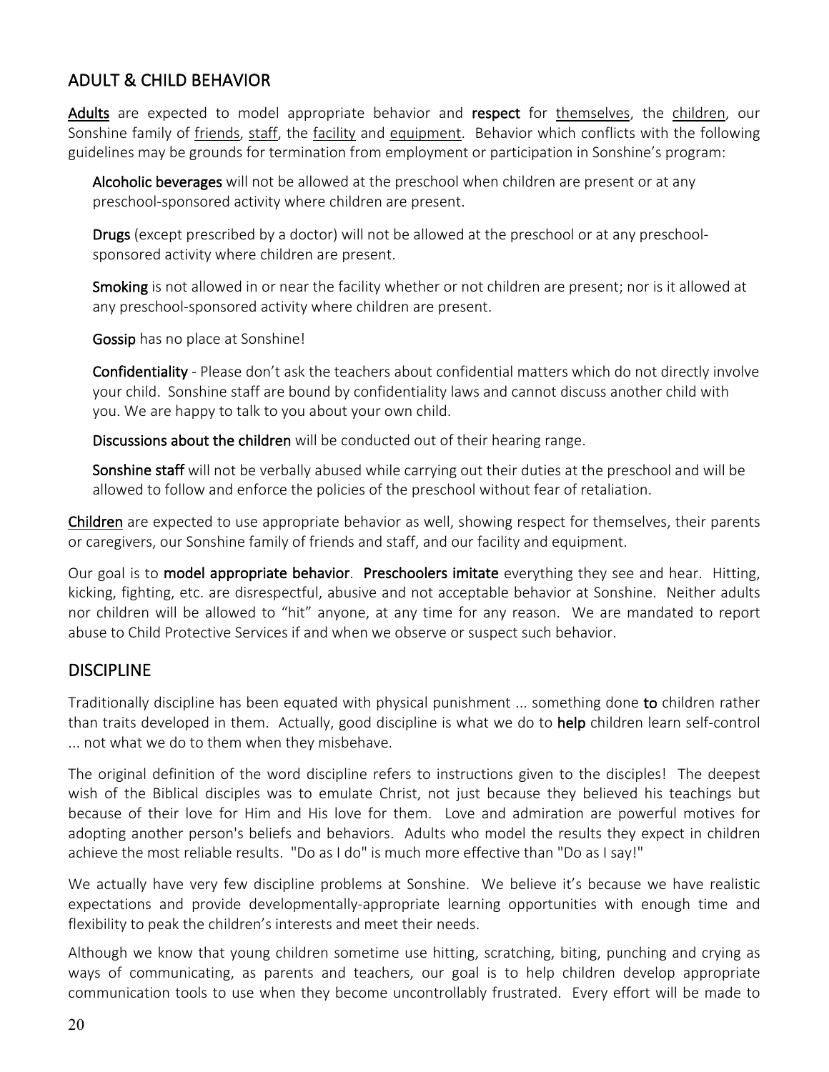## ADULT & CHILD BEHAVIOR

**Adults** are expected to model appropriate behavior and **respect** for themselves, the children, our Sonshine family of friends, staff, the facility and equipment. Behavior which conflicts with the following guidelines may be grounds for termination from employment or participation in Sonshine's program:

**Alcoholic beverages** will not be allowed at the preschool when children are present or at any preschool-sponsored activity where children are present.

**Drugs** (except prescribed by a doctor) will not be allowed at the preschool or at any preschool-sponsored activity where children are present.

**Smoking** is not allowed in or near the facility whether or not children are present; nor is it allowed at any preschool-sponsored activity where children are present.

**Gossip** has no place at Sonshine!

**Confidentiality** - Please don't ask the teachers about confidential matters which do not directly involve your child. Sonshine staff are bound by confidentiality laws and cannot discuss another child with you. We are happy to talk to you about your own child.

**Discussions about the children** will be conducted out of their hearing range.

**Sonshine staff** will not be verbally abused while carrying out their duties at the preschool and will be allowed to follow and enforce the policies of the preschool without fear of retaliation.

**Children** are expected to use appropriate behavior as well, showing respect for themselves, their parents or caregivers, our Sonshine family of friends and staff, and our facility and equipment.

Our goal is to **model appropriate behavior**. **Preschoolers imitate** everything they see and hear. Hitting, kicking, fighting, etc. are disrespectful, abusive and not acceptable behavior at Sonshine. Neither adults nor children will be allowed to "hit" anyone, at any time for any reason. We are mandated to report abuse to Child Protective Services if and when we observe or suspect such behavior.

## DISCIPLINE

Traditionally discipline has been equated with physical punishment ... something done **to** children rather than traits developed in them. Actually, good discipline is what we do to **help** children learn self-control ... not what we do to them when they misbehave.

The original definition of the word discipline refers to instructions given to the disciples! The deepest wish of the Biblical disciples was to emulate Christ, not just because they believed his teachings but because of their love for Him and His love for them. Love and admiration are powerful motives for adopting another person's beliefs and behaviors. Adults who model the results they expect in children achieve the most reliable results. "Do as I do" is much more effective than "Do as I say!"

We actually have very few discipline problems at Sonshine. We believe it's because we have realistic expectations and provide developmentally-appropriate learning opportunities with enough time and flexibility to peak the children's interests and meet their needs.

Although we know that young children sometime use hitting, scratching, biting, punching and crying as ways of communicating, as parents and teachers, our goal is to help children develop appropriate communication tools to use when they become uncontrollably frustrated. Every effort will be made to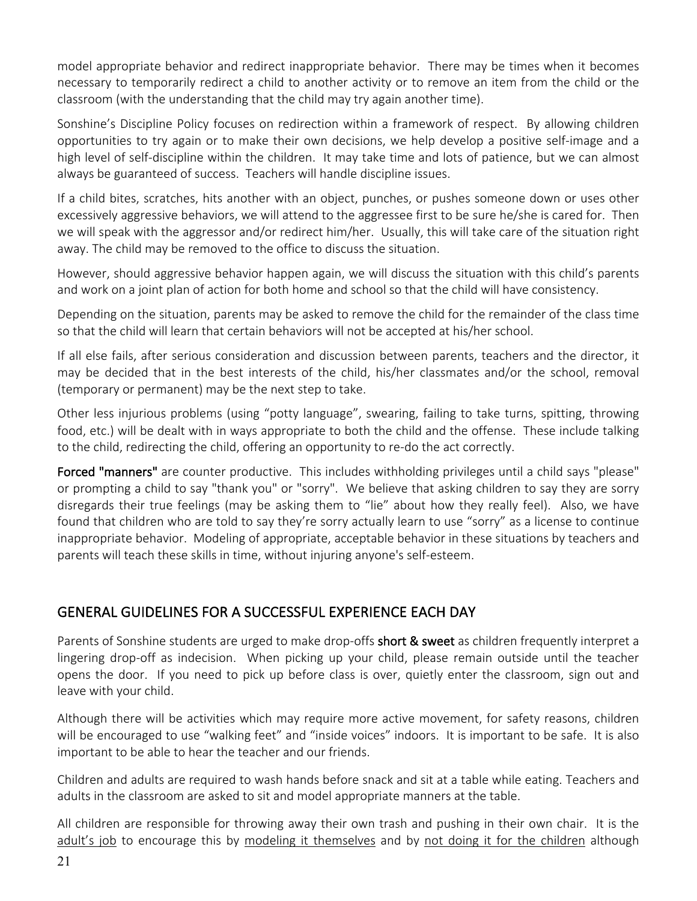model appropriate behavior and redirect inappropriate behavior. There may be times when it becomes necessary to temporarily redirect a child to another activity or to remove an item from the child or the classroom (with the understanding that the child may try again another time).

Sonshine's Discipline Policy focuses on redirection within a framework of respect. By allowing children opportunities to try again or to make their own decisions, we help develop a positive self-image and a high level of self-discipline within the children. It may take time and lots of patience, but we can almost always be guaranteed of success. Teachers will handle discipline issues.

If a child bites, scratches, hits another with an object, punches, or pushes someone down or uses other excessively aggressive behaviors, we will attend to the aggressee first to be sure he/she is cared for. Then we will speak with the aggressor and/or redirect him/her. Usually, this will take care of the situation right away. The child may be removed to the office to discuss the situation.

However, should aggressive behavior happen again, we will discuss the situation with this child's parents and work on a joint plan of action for both home and school so that the child will have consistency.

Depending on the situation, parents may be asked to remove the child for the remainder of the class time so that the child will learn that certain behaviors will not be accepted at his/her school.

If all else fails, after serious consideration and discussion between parents, teachers and the director, it may be decided that in the best interests of the child, his/her classmates and/or the school, removal (temporary or permanent) may be the next step to take.

Other less injurious problems (using "potty language", swearing, failing to take turns, spitting, throwing food, etc.) will be dealt with in ways appropriate to both the child and the offense. These include talking to the child, redirecting the child, offering an opportunity to re-do the act correctly.

**Forced "manners"** are counter productive. This includes withholding privileges until a child says "please" or prompting a child to say "thank you" or "sorry". We believe that asking children to say they are sorry disregards their true feelings (may be asking them to "lie" about how they really feel). Also, we have found that children who are told to say they're sorry actually learn to use "sorry" as a license to continue inappropriate behavior. Modeling of appropriate, acceptable behavior in these situations by teachers and parents will teach these skills in time, without injuring anyone's self-esteem.

## GENERAL GUIDELINES FOR A SUCCESSFUL EXPERIENCE EACH DAY

Parents of Sonshine students are urged to make drop-offs **short & sweet** as children frequently interpret a lingering drop-off as indecision. When picking up your child, please remain outside until the teacher opens the door. If you need to pick up before class is over, quietly enter the classroom, sign out and leave with your child.

Although there will be activities which may require more active movement, for safety reasons, children will be encouraged to use "walking feet" and "inside voices" indoors. It is important to be safe. It is also important to be able to hear the teacher and our friends.

Children and adults are required to wash hands before snack and sit at a table while eating. Teachers and adults in the classroom are asked to sit and model appropriate manners at the table.

All children are responsible for throwing away their own trash and pushing in their own chair. It is the adult's job to encourage this by modeling it themselves and by not doing it for the children although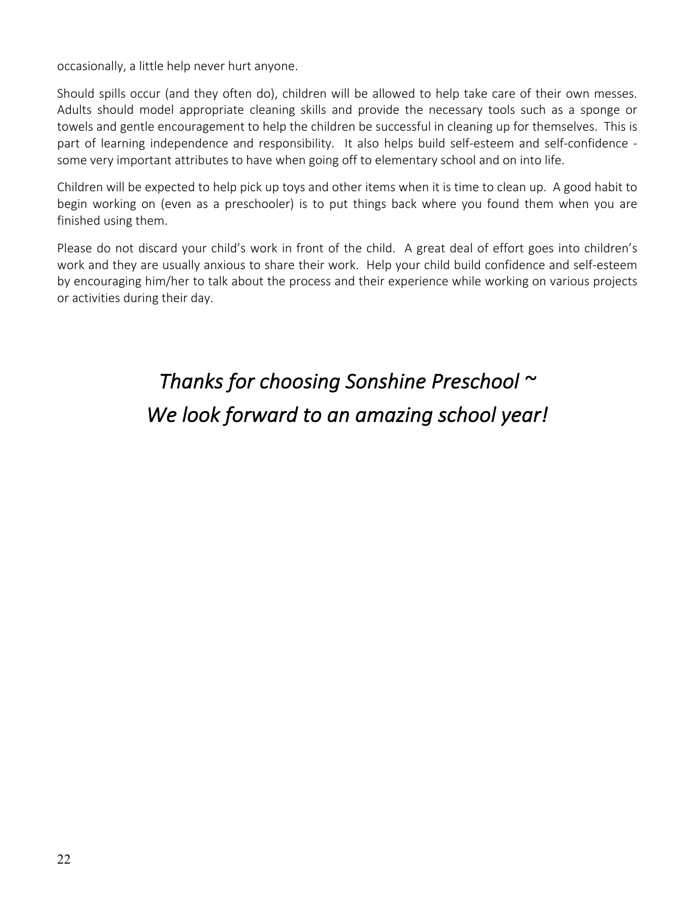occasionally, a little help never hurt anyone.

Should spills occur (and they often do), children will be allowed to help take care of their own messes. Adults should model appropriate cleaning skills and provide the necessary tools such as a sponge or towels and gentle encouragement to help the children be successful in cleaning up for themselves. This is part of learning independence and responsibility. It also helps build self-esteem and self-confidence - some very important attributes to have when going off to elementary school and on into life.

Children will be expected to help pick up toys and other items when it is time to clean up. A good habit to begin working on (even as a preschooler) is to put things back where you found them when you are finished using them.

Please do not discard your child's work in front of the child. A great deal of effort goes into children's work and they are usually anxious to share their work. Help your child build confidence and self-esteem by encouraging him/her to talk about the process and their experience while working on various projects or activities during their day.

*Thanks for choosing Sonshine Preschool ~*
*We look forward to an amazing school year!*